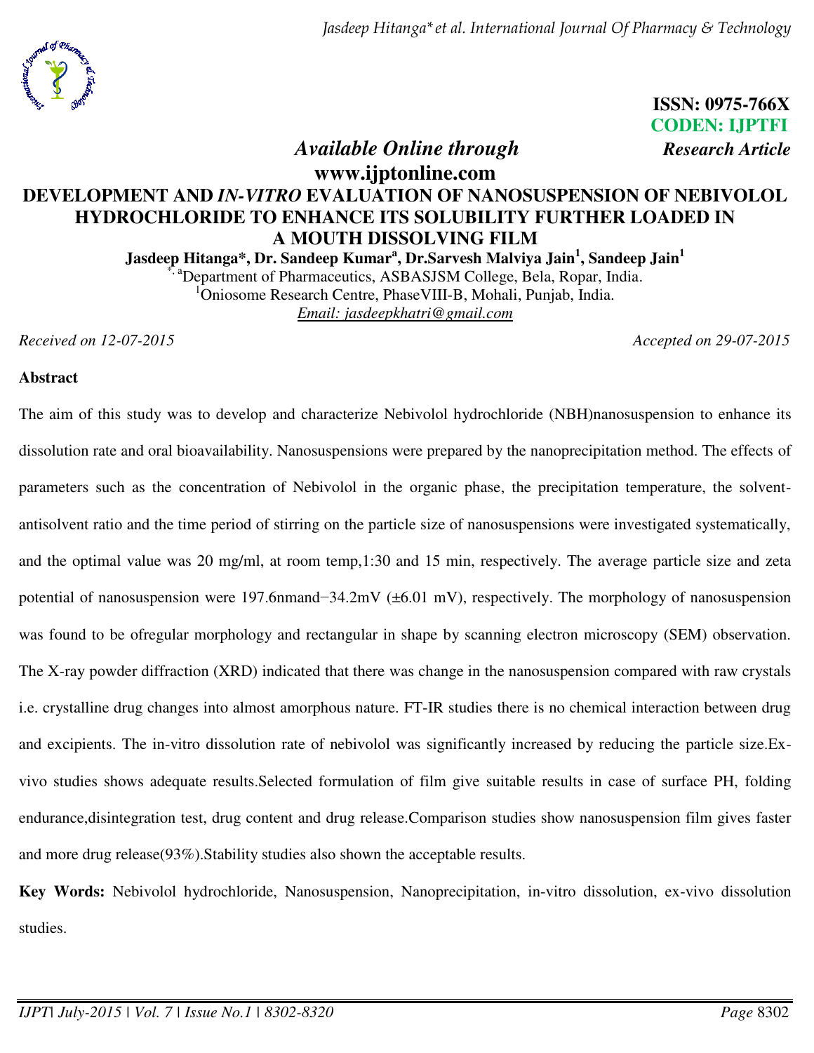ISSN: 0975-766X
CODEN: IJPTFI

*Available Online through* **www.ijptonline.com**

***Research Article***

# DEVELOPMENT AND *IN-VITRO* EVALUATION OF NANOSUSPENSION OF NEBIVOLOL HYDROCHLORIDE TO ENHANCE ITS SOLUBILITY FURTHER LOADED IN A MOUTH DISSOLVING FILM

**Jasdeep Hitanga\*, Dr. Sandeep Kumar[a], Dr.Sarvesh Malviya Jain[1], Sandeep Jain[1]**

[\*, a]Department of Pharmaceutics, ASBASJSM College, Bela, Ropar, India.
[1]Oniosome Research Centre, PhaseVIII-B, Mohali, Punjab, India.
*Email: jasdeepkhatri@gmail.com*

*Received on 12-07-2015* *Accepted on 29-07-2015*

## Abstract

The aim of this study was to develop and characterize Nebivolol hydrochloride (NBH)nanosuspension to enhance its dissolution rate and oral bioavailability. Nanosuspensions were prepared by the nanoprecipitation method. The effects of parameters such as the concentration of Nebivolol in the organic phase, the precipitation temperature, the solvent-antisolvent ratio and the time period of stirring on the particle size of nanosuspensions were investigated systematically, and the optimal value was 20 mg/ml, at room temp,1:30 and 15 min, respectively. The average particle size and zeta potential of nanosuspension were 197.6nmand−34.2mV (±6.01 mV), respectively. The morphology of nanosuspension was found to be ofregular morphology and rectangular in shape by scanning electron microscopy (SEM) observation. The X-ray powder diffraction (XRD) indicated that there was change in the nanosuspension compared with raw crystals i.e. crystalline drug changes into almost amorphous nature. FT-IR studies there is no chemical interaction between drug and excipients. The in-vitro dissolution rate of nebivolol was significantly increased by reducing the particle size.Ex-vivo studies shows adequate results.Selected formulation of film give suitable results in case of surface PH, folding endurance,disintegration test, drug content and drug release.Comparison studies show nanosuspension film gives faster and more drug release(93%).Stability studies also shown the acceptable results.

**Key Words:** Nebivolol hydrochloride, Nanosuspension, Nanoprecipitation, in-vitro dissolution, ex-vivo dissolution studies.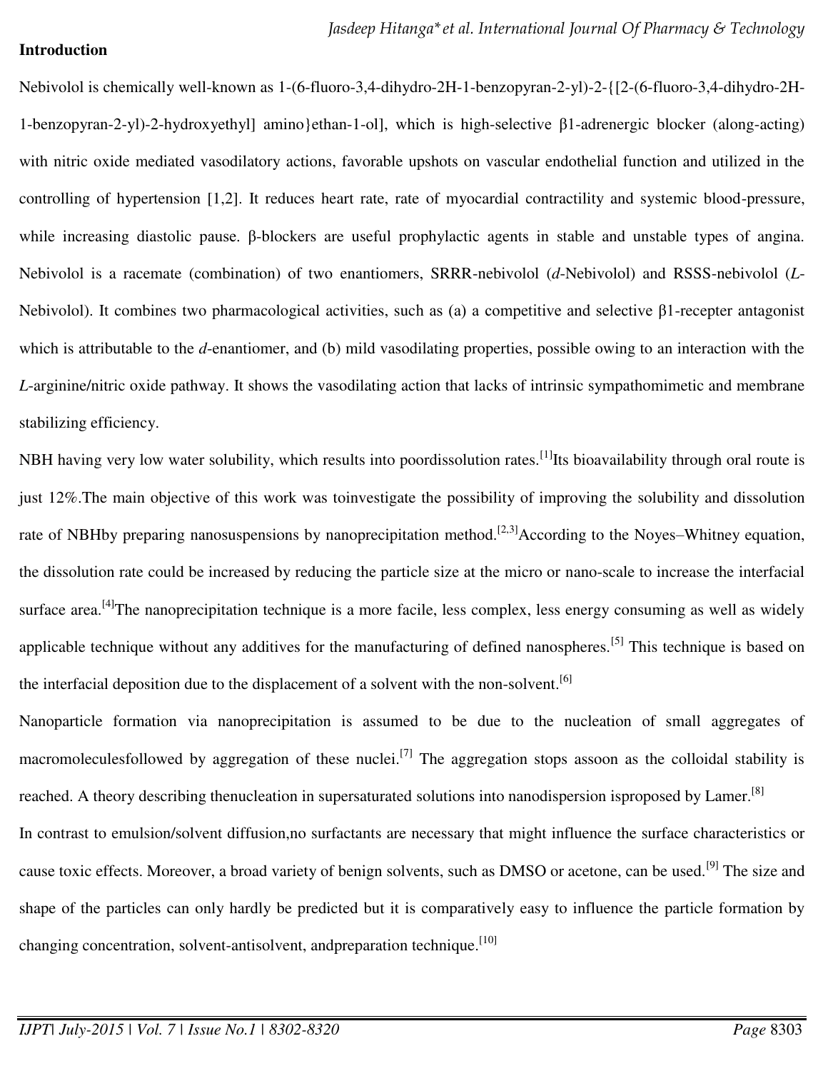**Introduction**

Nebivolol is chemically well-known as 1-(6-fluoro-3,4-dihydro-2H-1-benzopyran-2-yl)-2-{[2-(6-fluoro-3,4-dihydro-2H-1-benzopyran-2-yl)-2-hydroxyethyl] amino}ethan-1-ol], which is high-selective β1-adrenergic blocker (along-acting) with nitric oxide mediated vasodilatory actions, favorable upshots on vascular endothelial function and utilized in the controlling of hypertension [1,2]. It reduces heart rate, rate of myocardial contractility and systemic blood-pressure, while increasing diastolic pause. β-blockers are useful prophylactic agents in stable and unstable types of angina. Nebivolol is a racemate (combination) of two enantiomers, SRRR-nebivolol (*d*-Nebivolol) and RSSS-nebivolol (*L*-Nebivolol). It combines two pharmacological activities, such as (a) a competitive and selective β1-recepter antagonist which is attributable to the *d*-enantiomer, and (b) mild vasodilating properties, possible owing to an interaction with the *L*-arginine/nitric oxide pathway. It shows the vasodilating action that lacks of intrinsic sympathomimetic and membrane stabilizing efficiency.

NBH having very low water solubility, which results into poordissolution rates.[1]Its bioavailability through oral route is just 12%.The main objective of this work was toinvestigate the possibility of improving the solubility and dissolution rate of NBHby preparing nanosuspensions by nanoprecipitation method.[2,3]According to the Noyes–Whitney equation, the dissolution rate could be increased by reducing the particle size at the micro or nano-scale to increase the interfacial surface area.[4]The nanoprecipitation technique is a more facile, less complex, less energy consuming as well as widely applicable technique without any additives for the manufacturing of defined nanospheres.[5] This technique is based on the interfacial deposition due to the displacement of a solvent with the non-solvent.[6]

Nanoparticle formation via nanoprecipitation is assumed to be due to the nucleation of small aggregates of macromoleculesfollowed by aggregation of these nuclei.[7] The aggregation stops assoon as the colloidal stability is reached. A theory describing thenucleation in supersaturated solutions into nanodispersion isproposed by Lamer.[8]

In contrast to emulsion/solvent diffusion,no surfactants are necessary that might influence the surface characteristics or cause toxic effects. Moreover, a broad variety of benign solvents, such as DMSO or acetone, can be used.[9] The size and shape of the particles can only hardly be predicted but it is comparatively easy to influence the particle formation by changing concentration, solvent-antisolvent, andpreparation technique.[10]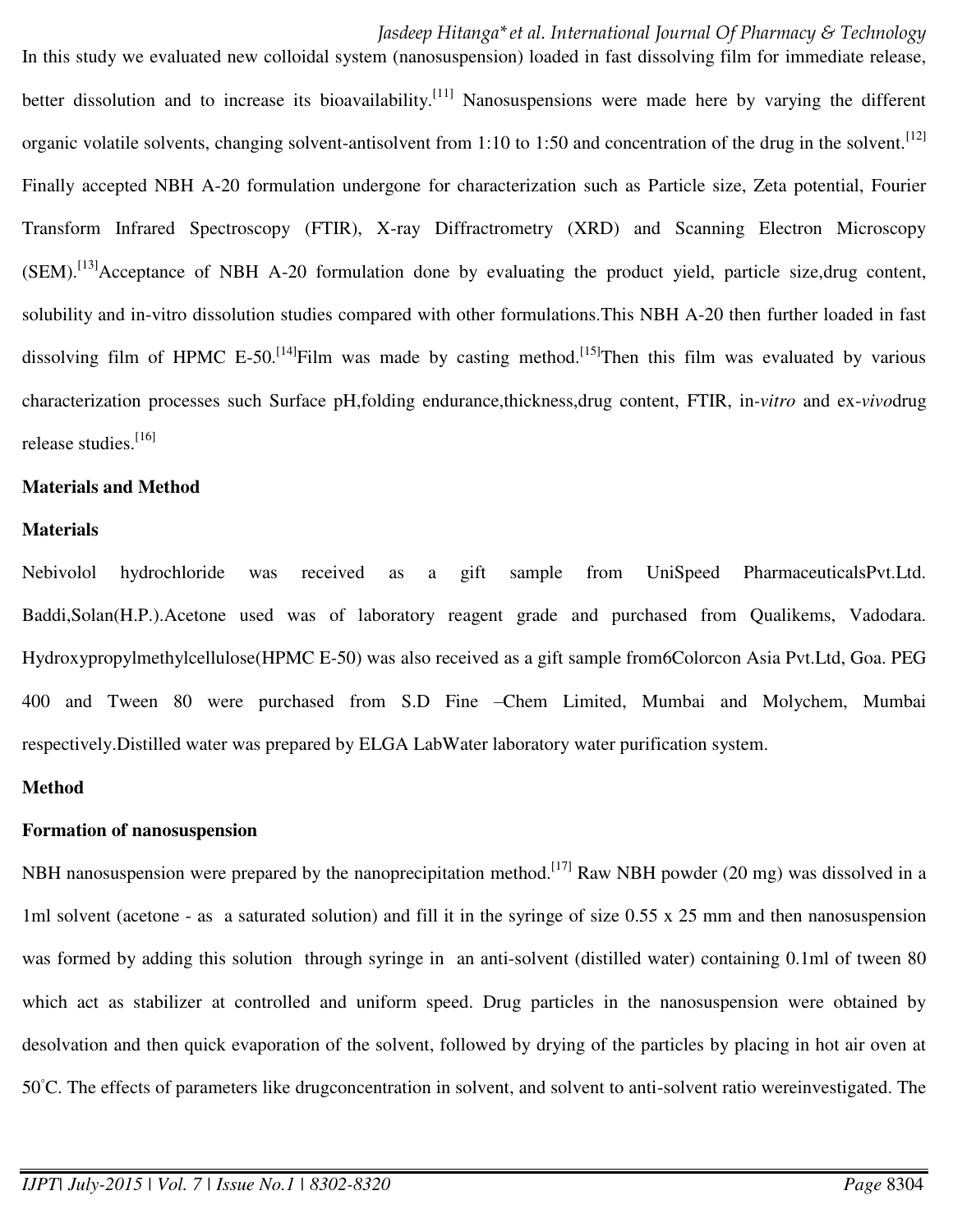In this study we evaluated new colloidal system (nanosuspension) loaded in fast dissolving film for immediate release, better dissolution and to increase its bioavailability.[11] Nanosuspensions were made here by varying the different organic volatile solvents, changing solvent-antisolvent from 1:10 to 1:50 and concentration of the drug in the solvent.[12] Finally accepted NBH A-20 formulation undergone for characterization such as Particle size, Zeta potential, Fourier Transform Infrared Spectroscopy (FTIR), X-ray Diffractrometry (XRD) and Scanning Electron Microscopy (SEM).[13]Acceptance of NBH A-20 formulation done by evaluating the product yield, particle size,drug content, solubility and in-vitro dissolution studies compared with other formulations.This NBH A-20 then further loaded in fast dissolving film of HPMC E-50.[14]Film was made by casting method.[15]Then this film was evaluated by various characterization processes such Surface pH,folding endurance,thickness,drug content, FTIR, in-*vitro* and ex-*vivo*drug release studies.[16]

**Materials and Method**

**Materials**

Nebivolol hydrochloride was received as a gift sample from UniSpeed PharmaceuticalsPvt.Ltd. Baddi,Solan(H.P.).Acetone used was of laboratory reagent grade and purchased from Qualikems, Vadodara. Hydroxypropylmethylcellulose(HPMC E-50) was also received as a gift sample from6Colorcon Asia Pvt.Ltd, Goa. PEG 400 and Tween 80 were purchased from S.D Fine –Chem Limited, Mumbai and Molychem, Mumbai respectively.Distilled water was prepared by ELGA LabWater laboratory water purification system.

**Method**

**Formation of nanosuspension**

NBH nanosuspension were prepared by the nanoprecipitation method.[17] Raw NBH powder (20 mg) was dissolved in a 1ml solvent (acetone - as a saturated solution) and fill it in the syringe of size 0.55 x 25 mm and then nanosuspension was formed by adding this solution through syringe in an anti-solvent (distilled water) containing 0.1ml of tween 80 which act as stabilizer at controlled and uniform speed. Drug particles in the nanosuspension were obtained by desolvation and then quick evaporation of the solvent, followed by drying of the particles by placing in hot air oven at 50°C. The effects of parameters like drugconcentration in solvent, and solvent to anti-solvent ratio wereinvestigated. The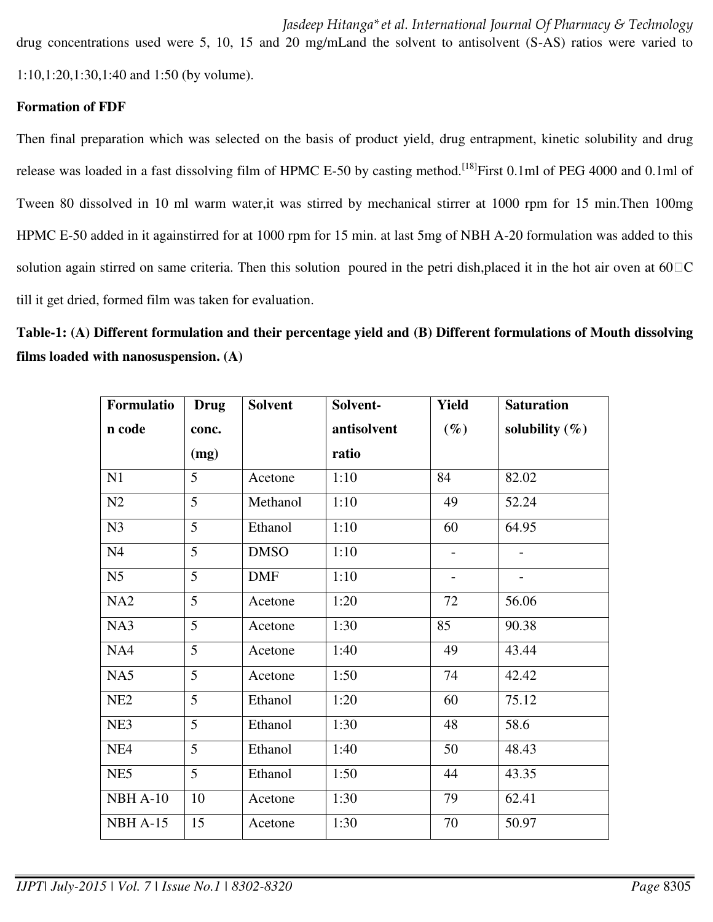drug concentrations used were 5, 10, 15 and 20 mg/mLand the solvent to antisolvent (S-AS) ratios were varied to 1:10,1:20,1:30,1:40 and 1:50 (by volume).

**Formation of FDF**

Then final preparation which was selected on the basis of product yield, drug entrapment, kinetic solubility and drug release was loaded in a fast dissolving film of HPMC E-50 by casting method.[18]First 0.1ml of PEG 4000 and 0.1ml of Tween 80 dissolved in 10 ml warm water,it was stirred by mechanical stirrer at 1000 rpm for 15 min.Then 100mg HPMC E-50 added in it againstirred for at 1000 rpm for 15 min. at last 5mg of NBH A-20 formulation was added to this solution again stirred on same criteria. Then this solution poured in the petri dish,placed it in the hot air oven at 60°C till it get dried, formed film was taken for evaluation.

**Table-1: (A) Different formulation and their percentage yield and (B) Different formulations of Mouth dissolving films loaded with nanosuspension. (A)**

| Formulation code | Drug conc. (mg) | Solvent | Solvent-antisolvent ratio | Yield (%) | Saturation solubility (%) |
|---|---|---|---|---|---|
| N1 | 5 | Acetone | 1:10 | 84 | 82.02 |
| N2 | 5 | Methanol | 1:10 | 49 | 52.24 |
| N3 | 5 | Ethanol | 1:10 | 60 | 64.95 |
| N4 | 5 | DMSO | 1:10 | - | - |
| N5 | 5 | DMF | 1:10 | - | - |
| NA2 | 5 | Acetone | 1:20 | 72 | 56.06 |
| NA3 | 5 | Acetone | 1:30 | 85 | 90.38 |
| NA4 | 5 | Acetone | 1:40 | 49 | 43.44 |
| NA5 | 5 | Acetone | 1:50 | 74 | 42.42 |
| NE2 | 5 | Ethanol | 1:20 | 60 | 75.12 |
| NE3 | 5 | Ethanol | 1:30 | 48 | 58.6 |
| NE4 | 5 | Ethanol | 1:40 | 50 | 48.43 |
| NE5 | 5 | Ethanol | 1:50 | 44 | 43.35 |
| NBH A-10 | 10 | Acetone | 1:30 | 79 | 62.41 |
| NBH A-15 | 15 | Acetone | 1:30 | 70 | 50.97 |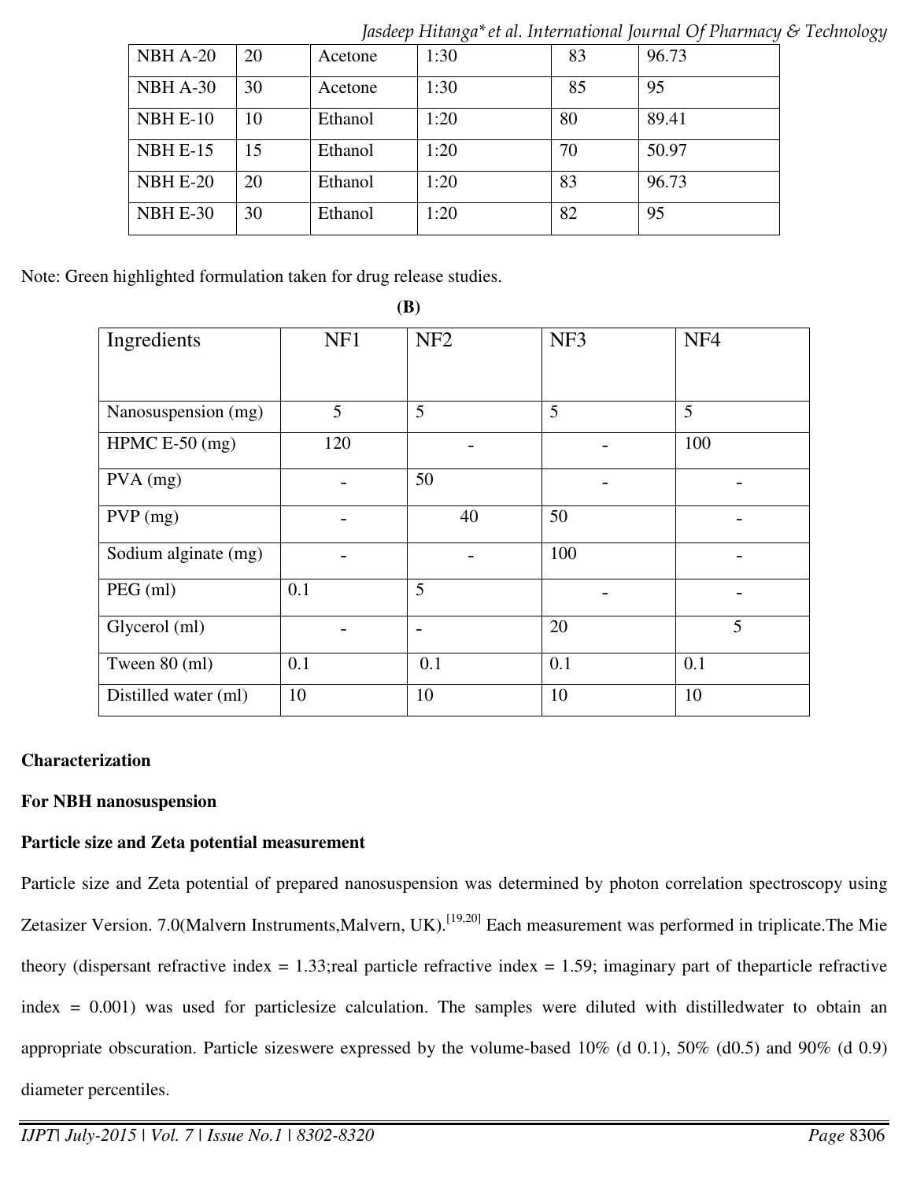| NBH A-20 | 20 | Acetone | 1:30 | 83 | 96.73 |
|---|---|---|---|---|---|
| NBH A-30 | 30 | Acetone | 1:30 | 85 | 95 |
| NBH E-10 | 10 | Ethanol | 1:20 | 80 | 89.41 |
| NBH E-15 | 15 | Ethanol | 1:20 | 70 | 50.97 |
| NBH E-20 | 20 | Ethanol | 1:20 | 83 | 96.73 |
| NBH E-30 | 30 | Ethanol | 1:20 | 82 | 95 |

Note: Green highlighted formulation taken for drug release studies.

**(B)**

| Ingredients | NF1 | NF2 | NF3 | NF4 |
|---|---|---|---|---|
| Nanosuspension (mg) | 5 | 5 | 5 | 5 |
| HPMC E-50 (mg) | 120 | - | - | 100 |
| PVA (mg) | - | 50 | - | - |
| PVP (mg) | - | 40 | 50 | - |
| Sodium alginate (mg) | - | - | 100 | - |
| PEG (ml) | 0.1 | 5 | - | - |
| Glycerol (ml) | - | - | 20 | 5 |
| Tween 80 (ml) | 0.1 | 0.1 | 0.1 | 0.1 |
| Distilled water (ml) | 10 | 10 | 10 | 10 |

**Characterization**

**For NBH nanosuspension**

**Particle size and Zeta potential measurement**

Particle size and Zeta potential of prepared nanosuspension was determined by photon correlation spectroscopy using Zetasizer Version. 7.0(Malvern Instruments,Malvern, UK).[19,20] Each measurement was performed in triplicate.The Mie theory (dispersant refractive index = 1.33;real particle refractive index = 1.59; imaginary part of theparticle refractive index = 0.001) was used for particlesize calculation. The samples were diluted with distilledwater to obtain an appropriate obscuration. Particle sizeswere expressed by the volume-based 10% (d 0.1), 50% (d0.5) and 90% (d 0.9) diameter percentiles.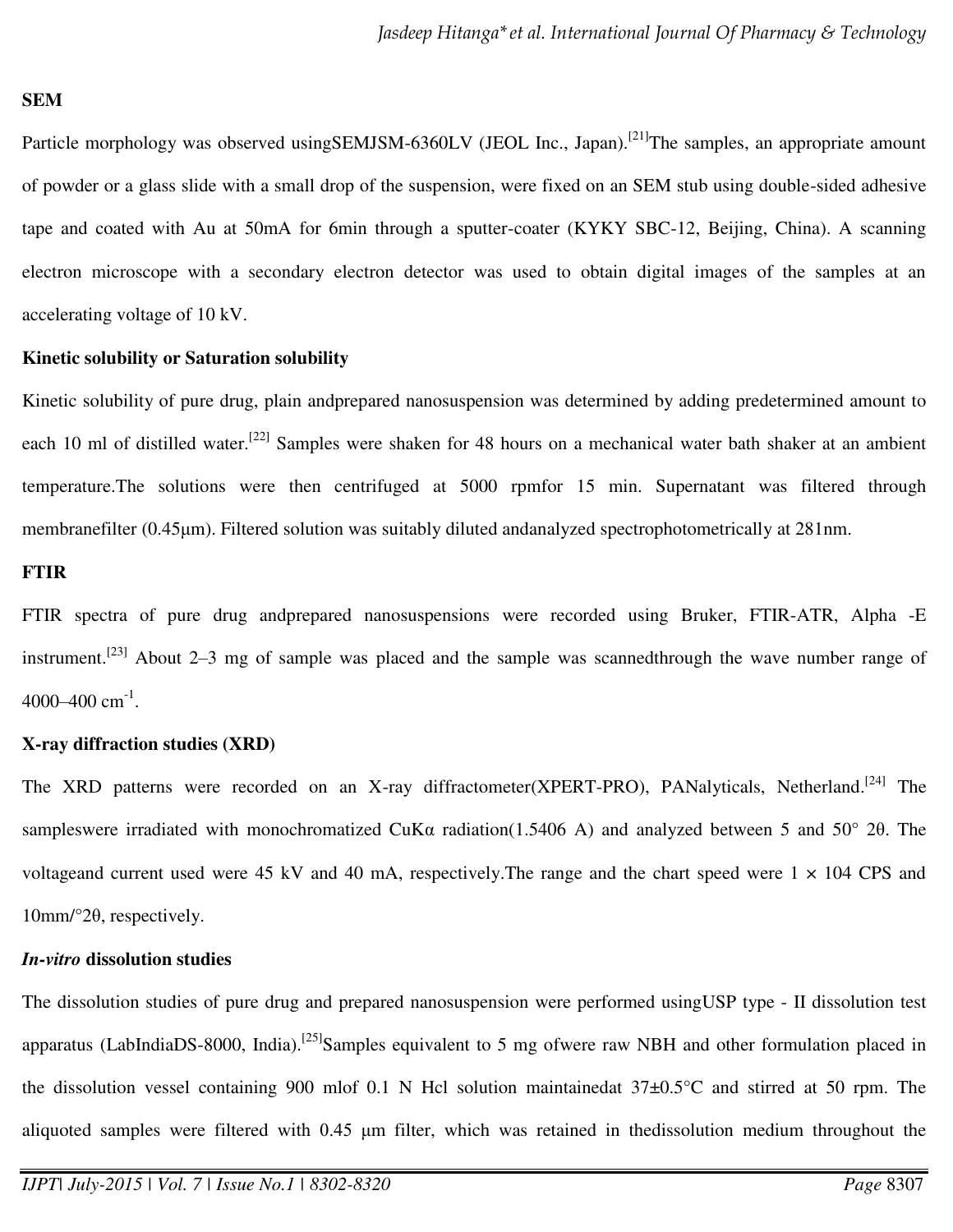**SEM**

Particle morphology was observed usingSEMJSM-6360LV (JEOL Inc., Japan).[21]The samples, an appropriate amount of powder or a glass slide with a small drop of the suspension, were fixed on an SEM stub using double-sided adhesive tape and coated with Au at 50mA for 6min through a sputter-coater (KYKY SBC-12, Beijing, China). A scanning electron microscope with a secondary electron detector was used to obtain digital images of the samples at an accelerating voltage of 10 kV.

**Kinetic solubility or Saturation solubility**

Kinetic solubility of pure drug, plain andprepared nanosuspension was determined by adding predetermined amount to each 10 ml of distilled water.[22] Samples were shaken for 48 hours on a mechanical water bath shaker at an ambient temperature.The solutions were then centrifuged at 5000 rpmfor 15 min. Supernatant was filtered through membranefilter (0.45μm). Filtered solution was suitably diluted andanalyzed spectrophotometrically at 281nm.

**FTIR**

FTIR spectra of pure drug andprepared nanosuspensions were recorded using Bruker, FTIR-ATR, Alpha -E instrument.[23] About 2–3 mg of sample was placed and the sample was scannedthrough the wave number range of 4000–400 $cm^{-1}$.

**X-ray diffraction studies (XRD)**

The XRD patterns were recorded on an X-ray diffractometer(XPERT-PRO), PANalyticals, Netherland.[24] The sampleswere irradiated with monochromatized CuKα radiation(1.5406 A) and analyzed between 5 and 50° 2θ. The voltageand current used were 45 kV and 40 mA, respectively.The range and the chart speed were 1 × 104 CPS and 10mm/°2θ, respectively.

***In-vitro* dissolution studies**

The dissolution studies of pure drug and prepared nanosuspension were performed usingUSP type - II dissolution test apparatus (LabIndiaDS-8000, India).[25]Samples equivalent to 5 mg ofwere raw NBH and other formulation placed in the dissolution vessel containing 900 mlof 0.1 N Hcl solution maintainedat 37±0.5°C and stirred at 50 rpm. The aliquoted samples were filtered with 0.45 μm filter, which was retained in thedissolution medium throughout the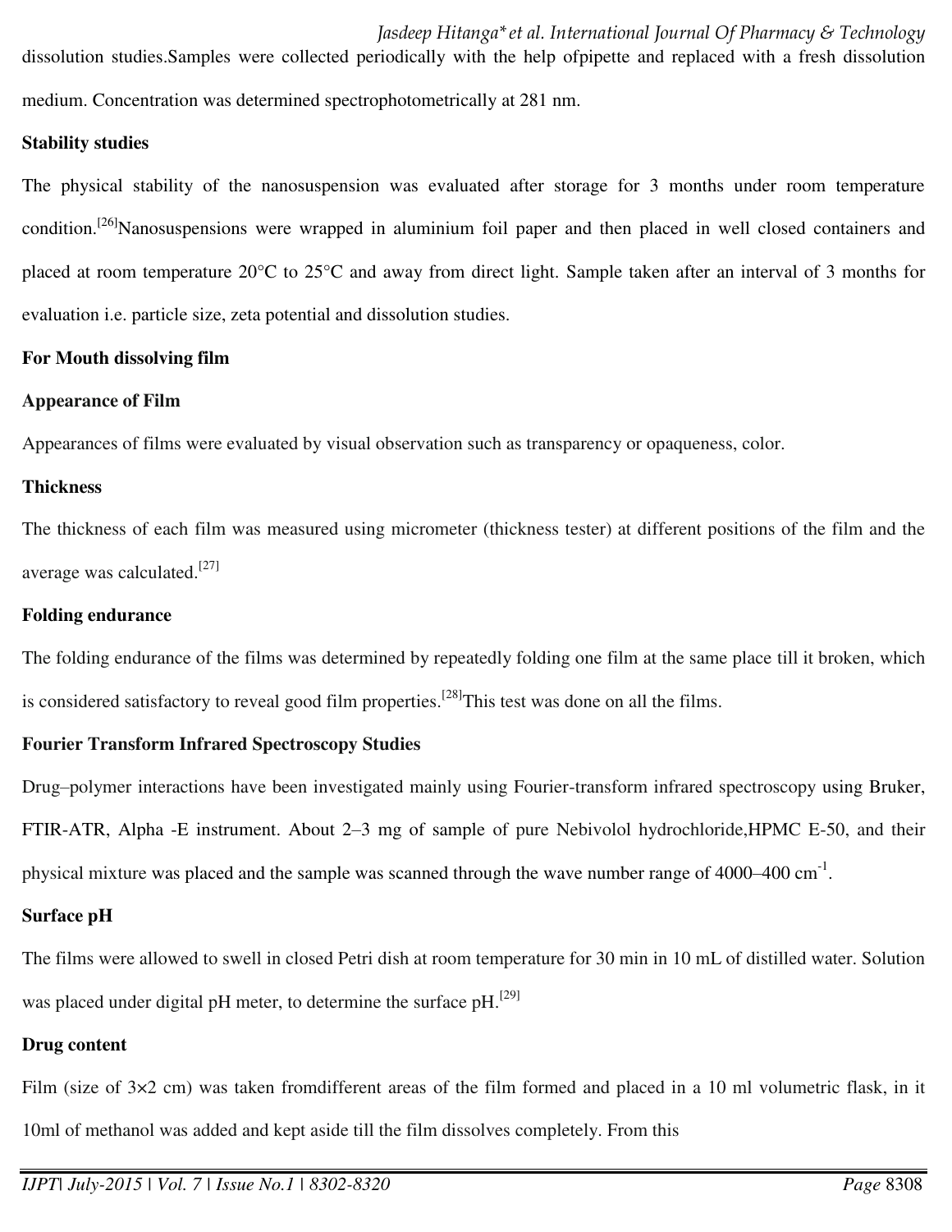dissolution studies.Samples were collected periodically with the help ofpipette and replaced with a fresh dissolution medium. Concentration was determined spectrophotometrically at 281 nm.

**Stability studies**

The physical stability of the nanosuspension was evaluated after storage for 3 months under room temperature condition.[26]Nanosuspensions were wrapped in aluminium foil paper and then placed in well closed containers and placed at room temperature 20°C to 25°C and away from direct light. Sample taken after an interval of 3 months for evaluation i.e. particle size, zeta potential and dissolution studies.

**For Mouth dissolving film**

**Appearance of Film**

Appearances of films were evaluated by visual observation such as transparency or opaqueness, color.

**Thickness**

The thickness of each film was measured using micrometer (thickness tester) at different positions of the film and the average was calculated.[27]

**Folding endurance**

The folding endurance of the films was determined by repeatedly folding one film at the same place till it broken, which is considered satisfactory to reveal good film properties.[28]This test was done on all the films.

**Fourier Transform Infrared Spectroscopy Studies**

Drug–polymer interactions have been investigated mainly using Fourier-transform infrared spectroscopy using Bruker, FTIR-ATR, Alpha -E instrument. About 2–3 mg of sample of pure Nebivolol hydrochloride,HPMC E-50, and their physical mixture was placed and the sample was scanned through the wave number range of 4000–400 $cm^{-1}$.

**Surface pH**

The films were allowed to swell in closed Petri dish at room temperature for 30 min in 10 mL of distilled water. Solution was placed under digital pH meter, to determine the surface pH.[29]

**Drug content**

Film (size of 3×2 cm) was taken fromdifferent areas of the film formed and placed in a 10 ml volumetric flask, in it 10ml of methanol was added and kept aside till the film dissolves completely. From this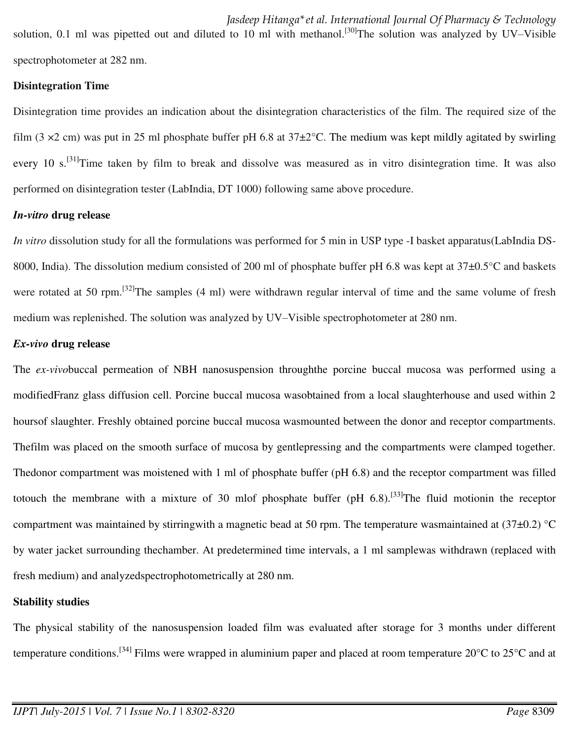solution, 0.1 ml was pipetted out and diluted to 10 ml with methanol.[30]The solution was analyzed by UV–Visible spectrophotometer at 282 nm.

**Disintegration Time**

Disintegration time provides an indication about the disintegration characteristics of the film. The required size of the film (3 ×2 cm) was put in 25 ml phosphate buffer pH 6.8 at 37±2°C. The medium was kept mildly agitated by swirling every 10 s.[31]Time taken by film to break and dissolve was measured as in vitro disintegration time. It was also performed on disintegration tester (LabIndia, DT 1000) following same above procedure.

***In-vitro* drug release**

*In vitro* dissolution study for all the formulations was performed for 5 min in USP type -I basket apparatus(LabIndia DS-8000, India). The dissolution medium consisted of 200 ml of phosphate buffer pH 6.8 was kept at 37±0.5°C and baskets were rotated at 50 rpm.[32]The samples (4 ml) were withdrawn regular interval of time and the same volume of fresh medium was replenished. The solution was analyzed by UV–Visible spectrophotometer at 280 nm.

***Ex-vivo* drug release**

The *ex-vivo*buccal permeation of NBH nanosuspension throughthe porcine buccal mucosa was performed using a modifiedFranz glass diffusion cell. Porcine buccal mucosa wasobtained from a local slaughterhouse and used within 2 hoursof slaughter. Freshly obtained porcine buccal mucosa wasmounted between the donor and receptor compartments. Thefilm was placed on the smooth surface of mucosa by gentlepressing and the compartments were clamped together. Thedonor compartment was moistened with 1 ml of phosphate buffer (pH 6.8) and the receptor compartment was filled totouch the membrane with a mixture of 30 mlof phosphate buffer (pH 6.8).[33]The fluid motionin the receptor compartment was maintained by stirringwith a magnetic bead at 50 rpm. The temperature wasmaintained at (37±0.2) °C by water jacket surrounding thechamber. At predetermined time intervals, a 1 ml samplewas withdrawn (replaced with fresh medium) and analyzedspectrophotometrically at 280 nm.

**Stability studies**

The physical stability of the nanosuspension loaded film was evaluated after storage for 3 months under different temperature conditions.[34] Films were wrapped in aluminium paper and placed at room temperature 20°C to 25°C and at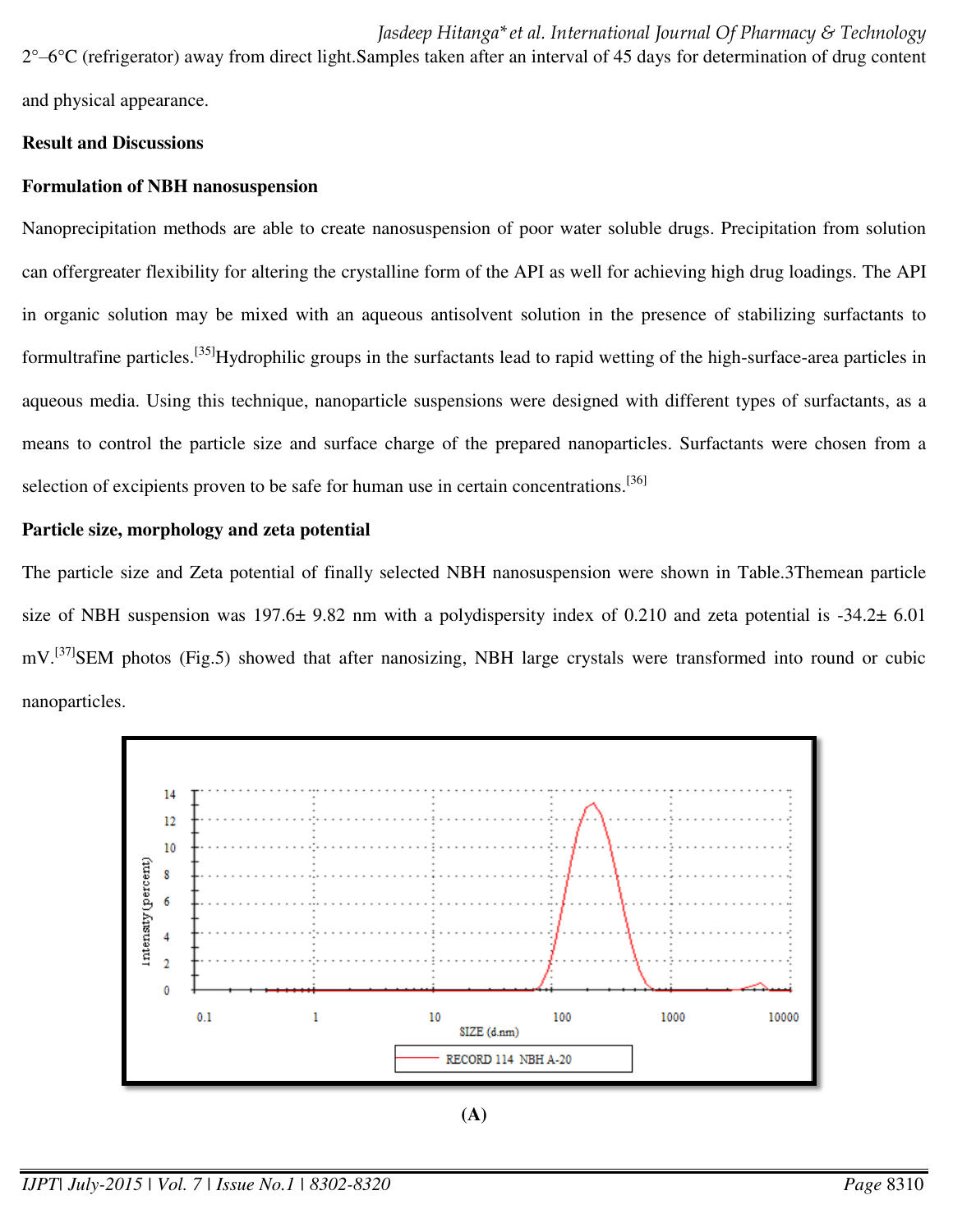2°–6°C (refrigerator) away from direct light.Samples taken after an interval of 45 days for determination of drug content and physical appearance.

## Result and Discussions

### Formulation of NBH nanosuspension

Nanoprecipitation methods are able to create nanosuspension of poor water soluble drugs. Precipitation from solution can offergreater flexibility for altering the crystalline form of the API as well for achieving high drug loadings. The API in organic solution may be mixed with an aqueous antisolvent solution in the presence of stabilizing surfactants to formultrafine particles.[35]Hydrophilic groups in the surfactants lead to rapid wetting of the high-surface-area particles in aqueous media. Using this technique, nanoparticle suspensions were designed with different types of surfactants, as a means to control the particle size and surface charge of the prepared nanoparticles. Surfactants were chosen from a selection of excipients proven to be safe for human use in certain concentrations.[36]

### Particle size, morphology and zeta potential

The particle size and Zeta potential of finally selected NBH nanosuspension were shown in Table.3Themean particle size of NBH suspension was 197.6± 9.82 nm with a polydispersity index of 0.210 and zeta potential is -34.2± 6.01 mV.[37]SEM photos (Fig.5) showed that after nanosizing, NBH large crystals were transformed into round or cubic nanoparticles.

**(A)**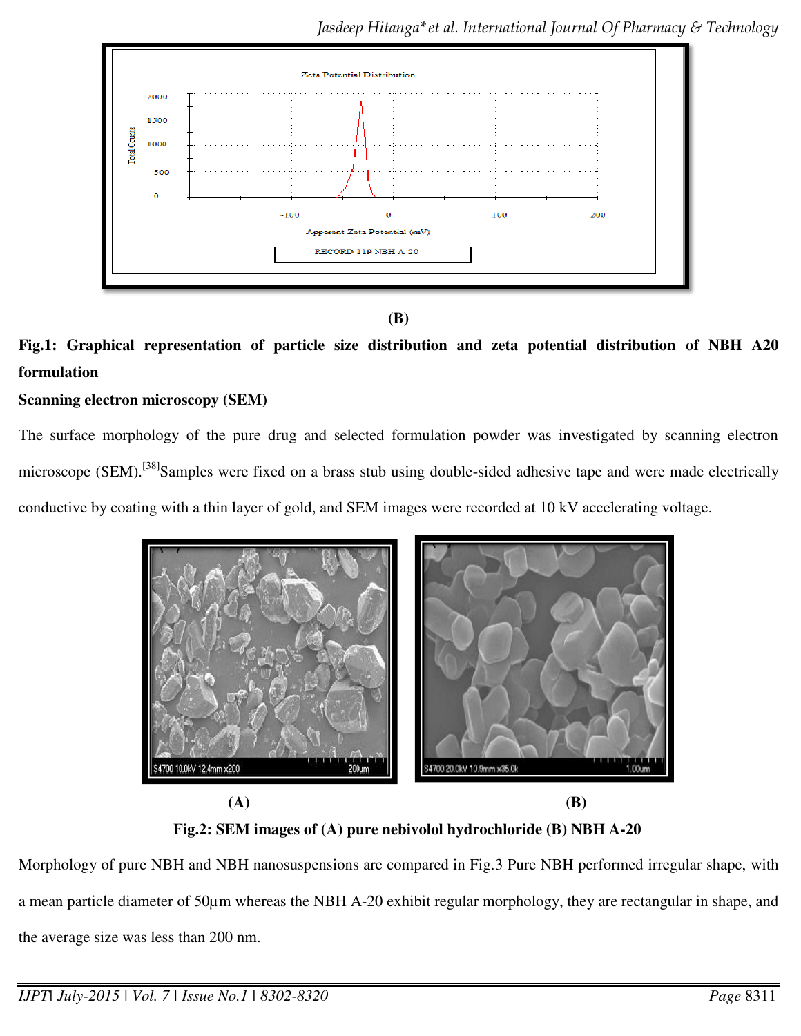(B)

**Fig.1: Graphical representation of particle size distribution and zeta potential distribution of NBH A20 formulation**

**Scanning electron microscopy (SEM)**

The surface morphology of the pure drug and selected formulation powder was investigated by scanning electron microscope (SEM).[38] Samples were fixed on a brass stub using double-sided adhesive tape and were made electrically conductive by coating with a thin layer of gold, and SEM images were recorded at 10 kV accelerating voltage.

(A) (B)

**Fig.2: SEM images of (A) pure nebivolol hydrochloride (B) NBH A-20**

Morphology of pure NBH and NBH nanosuspensions are compared in Fig.3 Pure NBH performed irregular shape, with a mean particle diameter of 50µm whereas the NBH A-20 exhibit regular morphology, they are rectangular in shape, and the average size was less than 200 nm.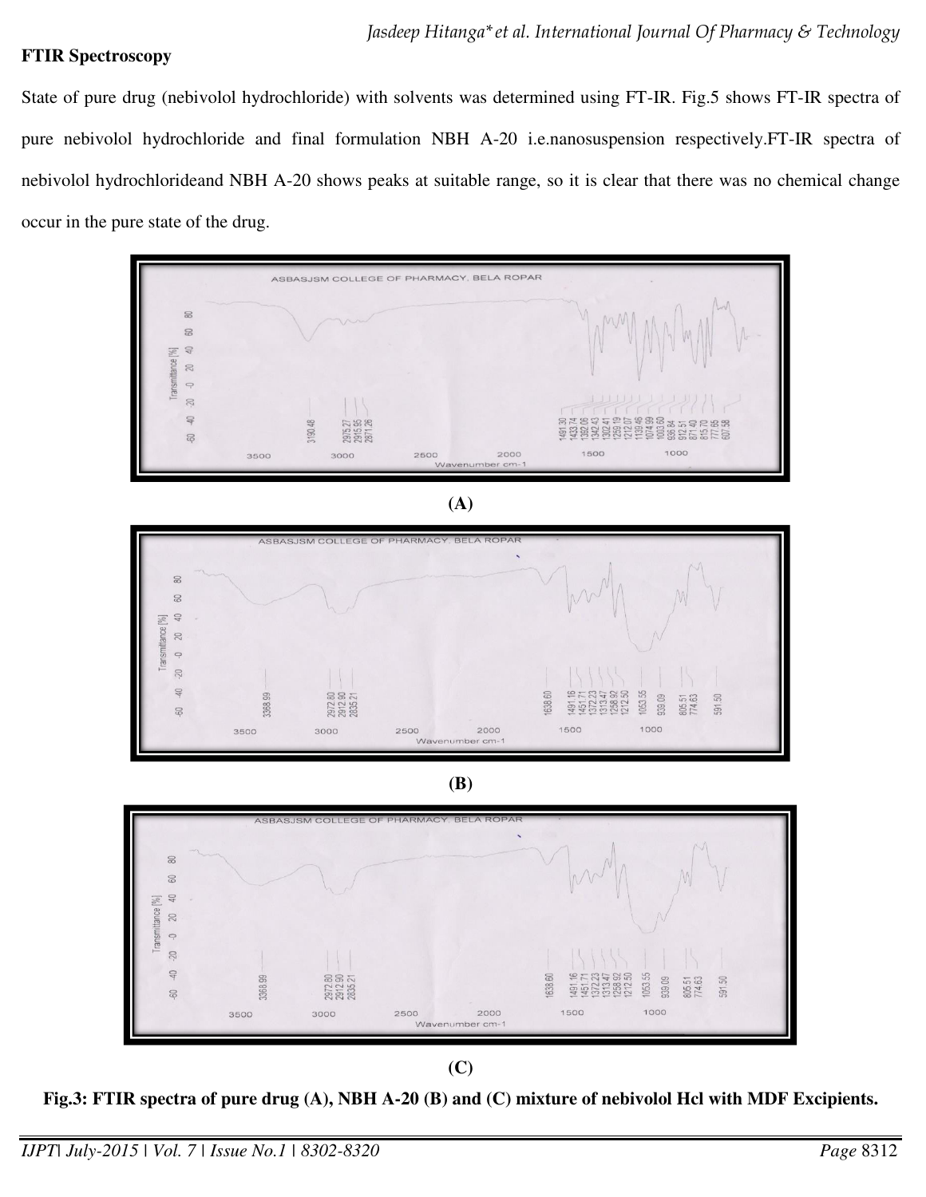**FTIR Spectroscopy**

State of pure drug (nebivolol hydrochloride) with solvents was determined using FT-IR. Fig.5 shows FT-IR spectra of pure nebivolol hydrochloride and final formulation NBH A-20 i.e.nanosuspension respectively.FT-IR spectra of nebivolol hydrochlorideand NBH A-20 shows peaks at suitable range, so it is clear that there was no chemical change occur in the pure state of the drug.

**(A)**

**(B)**

**(C)**

**Fig.3: FTIR spectra of pure drug (A), NBH A-20 (B) and (C) mixture of nebivolol Hcl with MDF Excipients.**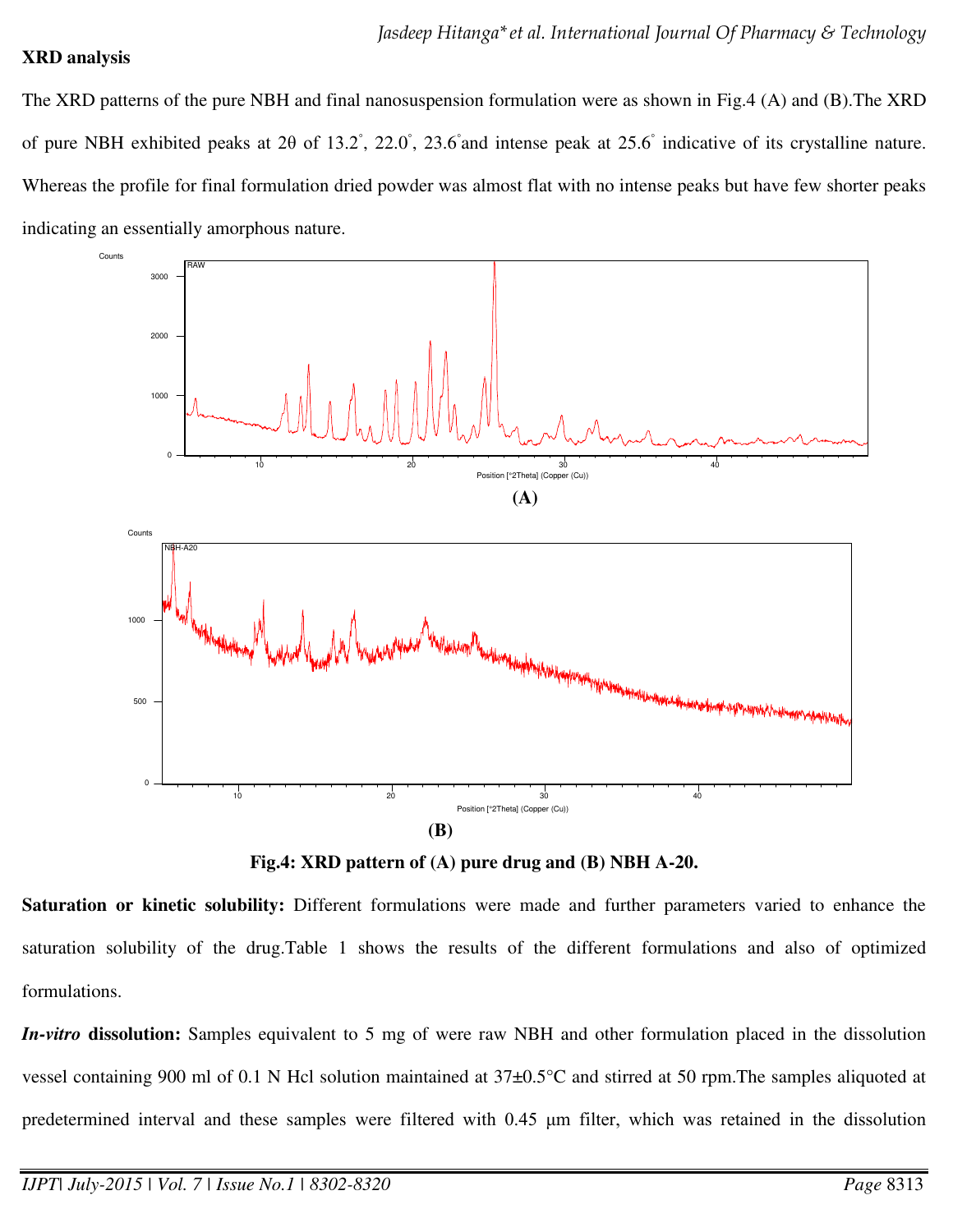**XRD analysis**

The XRD patterns of the pure NBH and final nanosuspension formulation were as shown in Fig.4 (A) and (B).The XRD of pure NBH exhibited peaks at 2θ of 13.2°, 22.0°, 23.6°and intense peak at 25.6° indicative of its crystalline nature. Whereas the profile for final formulation dried powder was almost flat with no intense peaks but have few shorter peaks indicating an essentially amorphous nature.

**(A)**

**(B)**

**Fig.4: XRD pattern of (A) pure drug and (B) NBH A-20.**

**Saturation or kinetic solubility:** Different formulations were made and further parameters varied to enhance the saturation solubility of the drug.Table 1 shows the results of the different formulations and also of optimized formulations.

***In-vitro* dissolution:** Samples equivalent to 5 mg of were raw NBH and other formulation placed in the dissolution vessel containing 900 ml of 0.1 N Hcl solution maintained at 37±0.5°C and stirred at 50 rpm.The samples aliquoted at predetermined interval and these samples were filtered with 0.45 μm filter, which was retained in the dissolution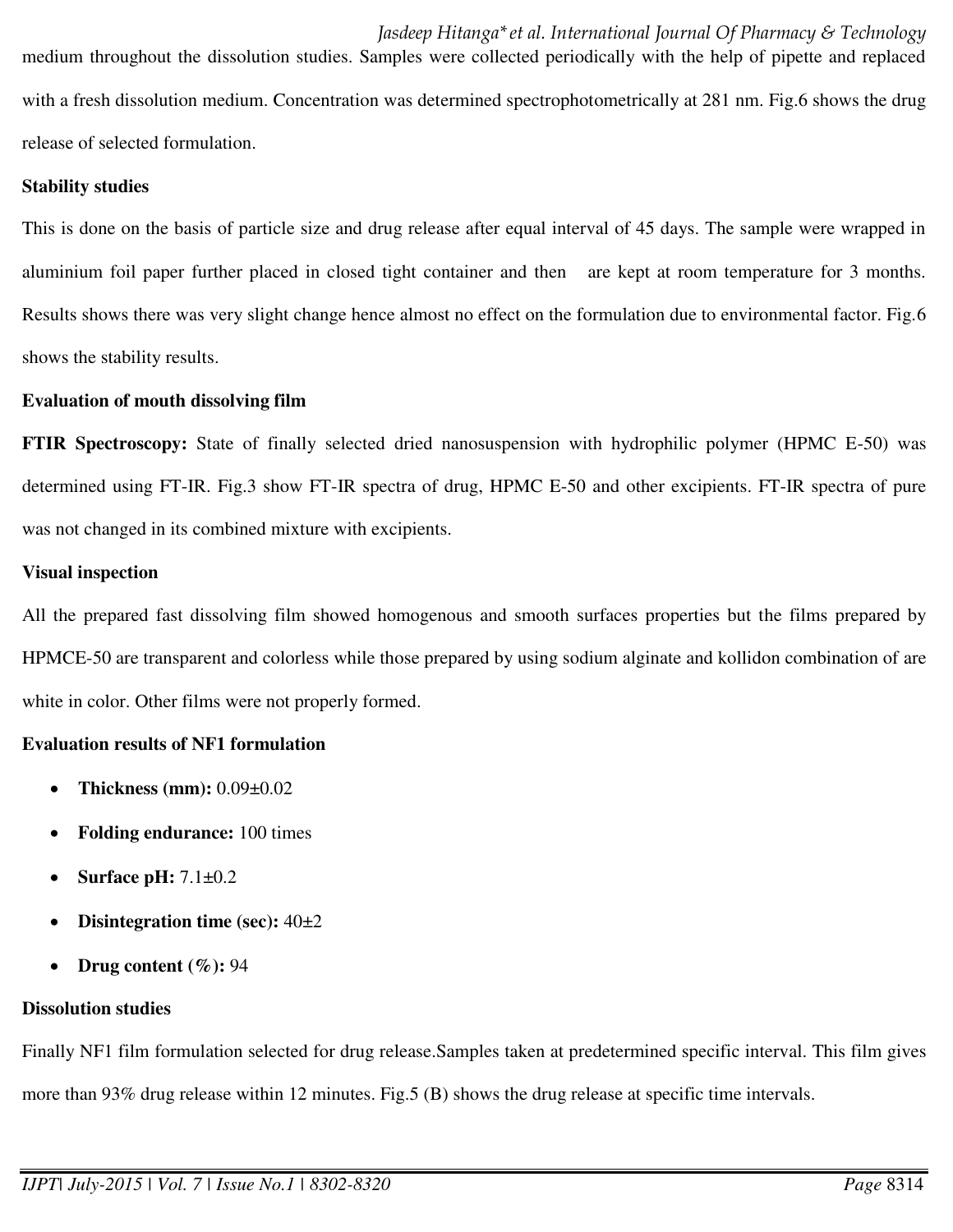medium throughout the dissolution studies. Samples were collected periodically with the help of pipette and replaced with a fresh dissolution medium. Concentration was determined spectrophotometrically at 281 nm. Fig.6 shows the drug release of selected formulation.

**Stability studies**

This is done on the basis of particle size and drug release after equal interval of 45 days. The sample were wrapped in aluminium foil paper further placed in closed tight container and then are kept at room temperature for 3 months. Results shows there was very slight change hence almost no effect on the formulation due to environmental factor. Fig.6 shows the stability results.

**Evaluation of mouth dissolving film**

**FTIR Spectroscopy:** State of finally selected dried nanosuspension with hydrophilic polymer (HPMC E-50) was determined using FT-IR. Fig.3 show FT-IR spectra of drug, HPMC E-50 and other excipients. FT-IR spectra of pure was not changed in its combined mixture with excipients.

**Visual inspection**

All the prepared fast dissolving film showed homogenous and smooth surfaces properties but the films prepared by HPMCE-50 are transparent and colorless while those prepared by using sodium alginate and kollidon combination of are white in color. Other films were not properly formed.

**Evaluation results of NF1 formulation**

- **Thickness (mm):** 0.09±0.02
- **Folding endurance:** 100 times
- **Surface pH:** 7.1±0.2
- **Disintegration time (sec):** 40±2
- **Drug content (%):** 94

**Dissolution studies**

Finally NF1 film formulation selected for drug release.Samples taken at predetermined specific interval. This film gives more than 93% drug release within 12 minutes. Fig.5 (B) shows the drug release at specific time intervals.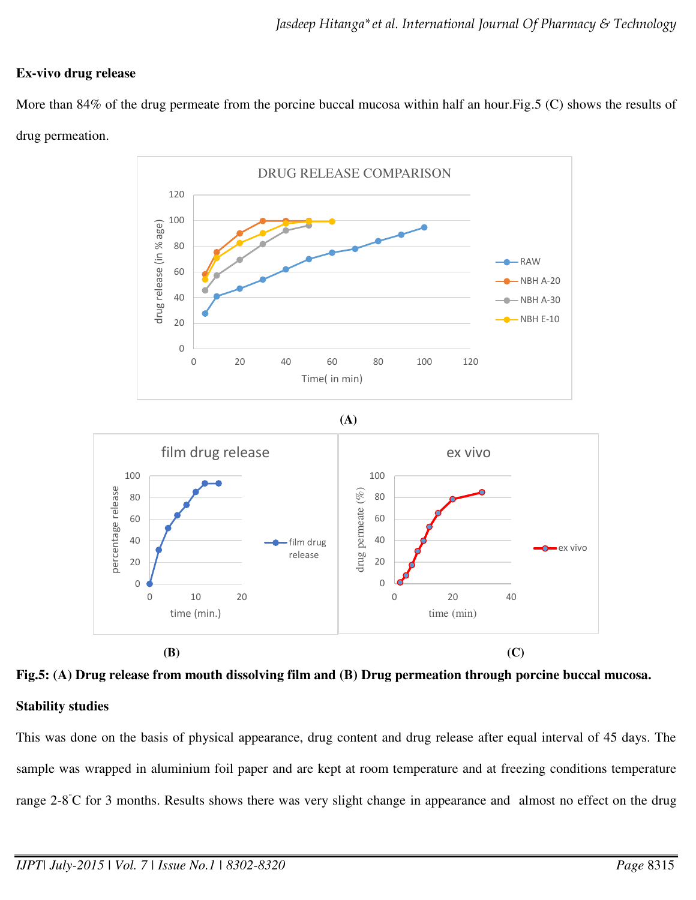**Ex-vivo drug release**

More than 84% of the drug permeate from the porcine buccal mucosa within half an hour.Fig.5 (C) shows the results of drug permeation.

**(A)**

**(B)**

**(C)**

**Fig.5: (A) Drug release from mouth dissolving film and (B) Drug permeation through porcine buccal mucosa.**

**Stability studies**

This was done on the basis of physical appearance, drug content and drug release after equal interval of 45 days. The sample was wrapped in aluminium foil paper and are kept at room temperature and at freezing conditions temperature range 2-8°C for 3 months. Results shows there was very slight change in appearance and almost no effect on the drug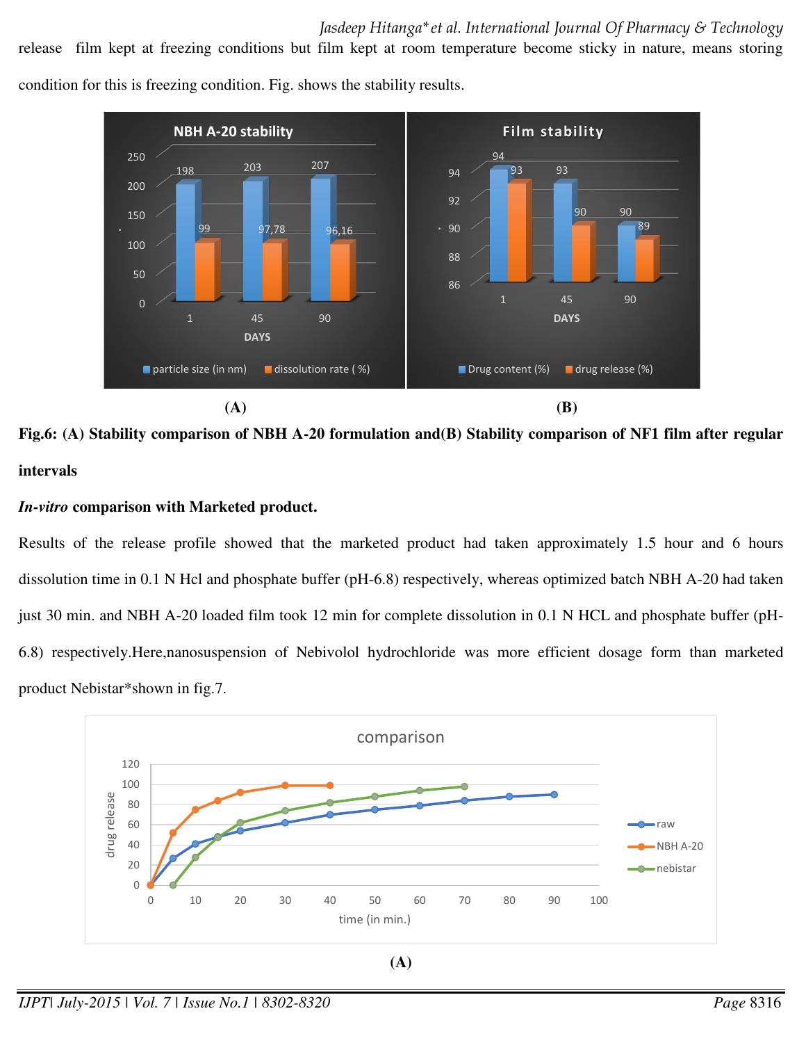release film kept at freezing conditions but film kept at room temperature become sticky in nature, means storing condition for this is freezing condition. Fig. shows the stability results.

(A) (B)

**Fig.6: (A) Stability comparison of NBH A-20 formulation and(B) Stability comparison of NF1 film after regular intervals**

### *In-vitro* comparison with Marketed product.

Results of the release profile showed that the marketed product had taken approximately 1.5 hour and 6 hours dissolution time in 0.1 N Hcl and phosphate buffer (pH-6.8) respectively, whereas optimized batch NBH A-20 had taken just 30 min. and NBH A-20 loaded film took 12 min for complete dissolution in 0.1 N HCL and phosphate buffer (pH-6.8) respectively.Here,nanosuspension of Nebivolol hydrochloride was more efficient dosage form than marketed product Nebistar*shown in fig.7.

(A)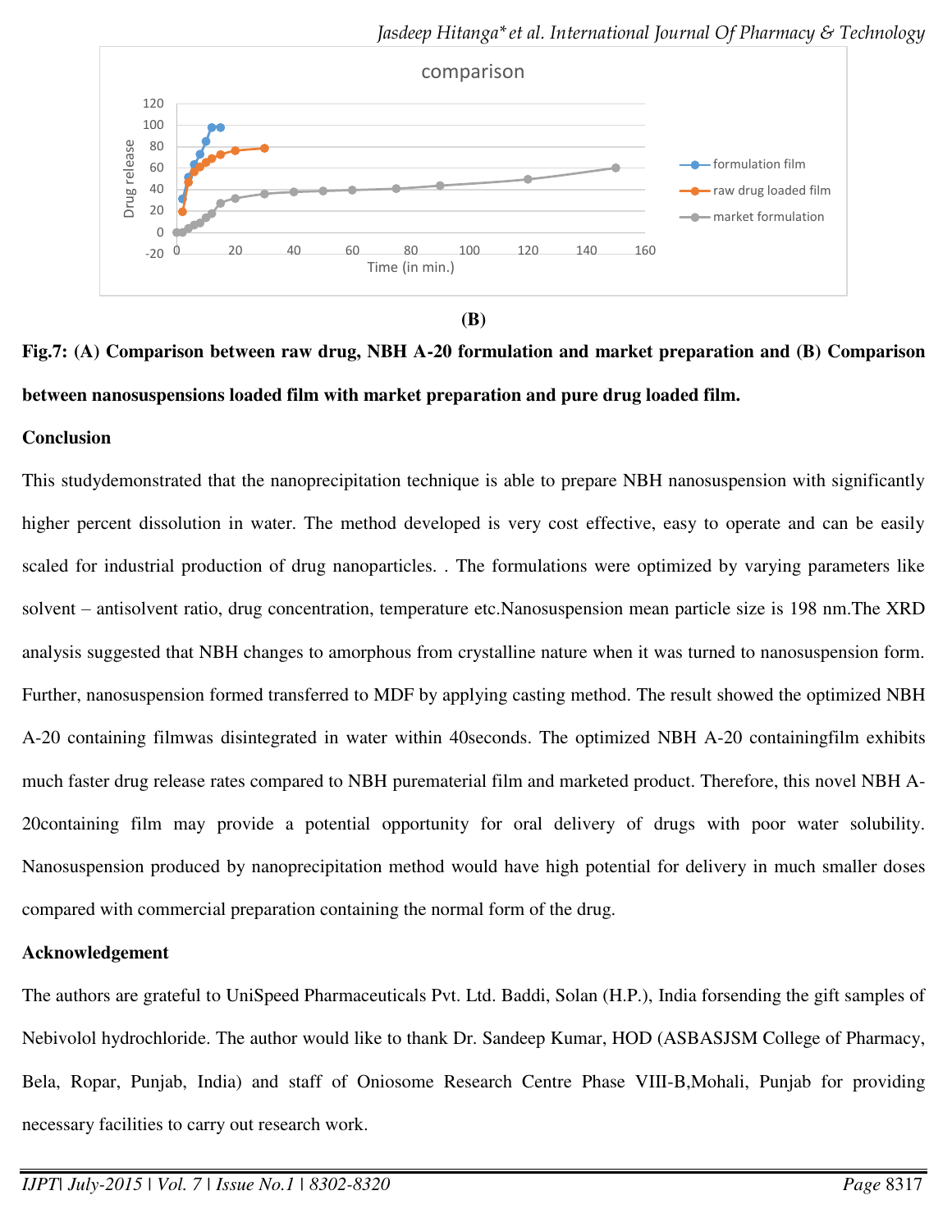(B)

**Fig.7: (A) Comparison between raw drug, NBH A-20 formulation and market preparation and (B) Comparison between nanosuspensions loaded film with market preparation and pure drug loaded film.**

**Conclusion**

This studydemonstrated that the nanoprecipitation technique is able to prepare NBH nanosuspension with significantly higher percent dissolution in water. The method developed is very cost effective, easy to operate and can be easily scaled for industrial production of drug nanoparticles. . The formulations were optimized by varying parameters like solvent – antisolvent ratio, drug concentration, temperature etc.Nanosuspension mean particle size is 198 nm.The XRD analysis suggested that NBH changes to amorphous from crystalline nature when it was turned to nanosuspension form. Further, nanosuspension formed transferred to MDF by applying casting method. The result showed the optimized NBH A-20 containing filmwas disintegrated in water within 40seconds. The optimized NBH A-20 containingfilm exhibits much faster drug release rates compared to NBH purematerial film and marketed product. Therefore, this novel NBH A-20containing film may provide a potential opportunity for oral delivery of drugs with poor water solubility. Nanosuspension produced by nanoprecipitation method would have high potential for delivery in much smaller doses compared with commercial preparation containing the normal form of the drug.

**Acknowledgement**

The authors are grateful to UniSpeed Pharmaceuticals Pvt. Ltd. Baddi, Solan (H.P.), India forsending the gift samples of Nebivolol hydrochloride. The author would like to thank Dr. Sandeep Kumar, HOD (ASBASJSM College of Pharmacy, Bela, Ropar, Punjab, India) and staff of Oniosome Research Centre Phase VIII-B,Mohali, Punjab for providing necessary facilities to carry out research work.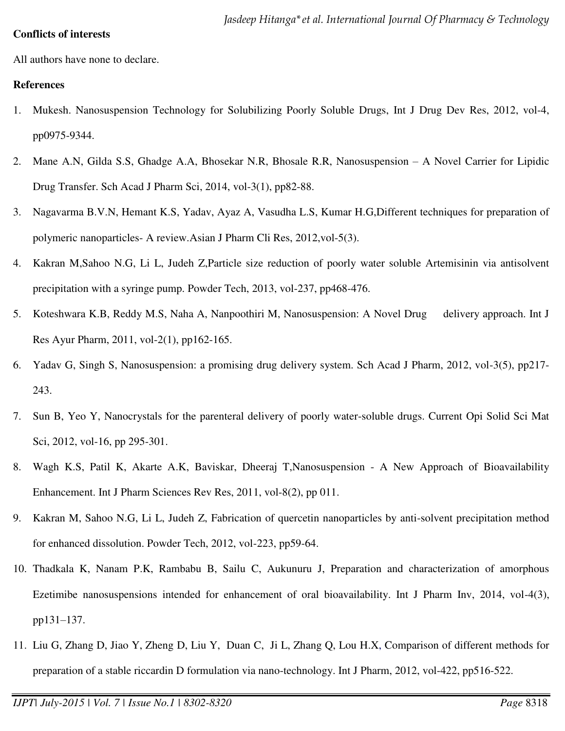**Conflicts of interests**

All authors have none to declare.

**References**

1. Mukesh. Nanosuspension Technology for Solubilizing Poorly Soluble Drugs, Int J Drug Dev Res, 2012, vol-4, pp0975-9344.
2. Mane A.N, Gilda S.S, Ghadge A.A, Bhosekar N.R, Bhosale R.R, Nanosuspension – A Novel Carrier for Lipidic Drug Transfer. Sch Acad J Pharm Sci, 2014, vol-3(1), pp82-88.
3. Nagavarma B.V.N, Hemant K.S, Yadav, Ayaz A, Vasudha L.S, Kumar H.G,Different techniques for preparation of polymeric nanoparticles- A review.Asian J Pharm Cli Res, 2012,vol-5(3).
4. Kakran M,Sahoo N.G, Li L, Judeh Z,Particle size reduction of poorly water soluble Artemisinin via antisolvent precipitation with a syringe pump. Powder Tech, 2013, vol-237, pp468-476.
5. Koteshwara K.B, Reddy M.S, Naha A, Nanpoothiri M, Nanosuspension: A Novel Drug delivery approach. Int J Res Ayur Pharm, 2011, vol-2(1), pp162-165.
6. Yadav G, Singh S, Nanosuspension: a promising drug delivery system. Sch Acad J Pharm, 2012, vol-3(5), pp217-243.
7. Sun B, Yeo Y, Nanocrystals for the parenteral delivery of poorly water-soluble drugs. Current Opi Solid Sci Mat Sci, 2012, vol-16, pp 295-301.
8. Wagh K.S, Patil K, Akarte A.K, Baviskar, Dheeraj T,Nanosuspension - A New Approach of Bioavailability Enhancement. Int J Pharm Sciences Rev Res, 2011, vol-8(2), pp 011.
9. Kakran M, Sahoo N.G, Li L, Judeh Z, Fabrication of quercetin nanoparticles by anti-solvent precipitation method for enhanced dissolution. Powder Tech, 2012, vol-223, pp59-64.
10. Thadkala K, Nanam P.K, Rambabu B, Sailu C, Aukunuru J, Preparation and characterization of amorphous Ezetimibe nanosuspensions intended for enhancement of oral bioavailability. Int J Pharm Inv, 2014, vol-4(3), pp131–137.
11. Liu G, Zhang D, Jiao Y, Zheng D, Liu Y, Duan C, Ji L, Zhang Q, Lou H.X, Comparison of different methods for preparation of a stable riccardin D formulation via nano-technology. Int J Pharm, 2012, vol-422, pp516-522.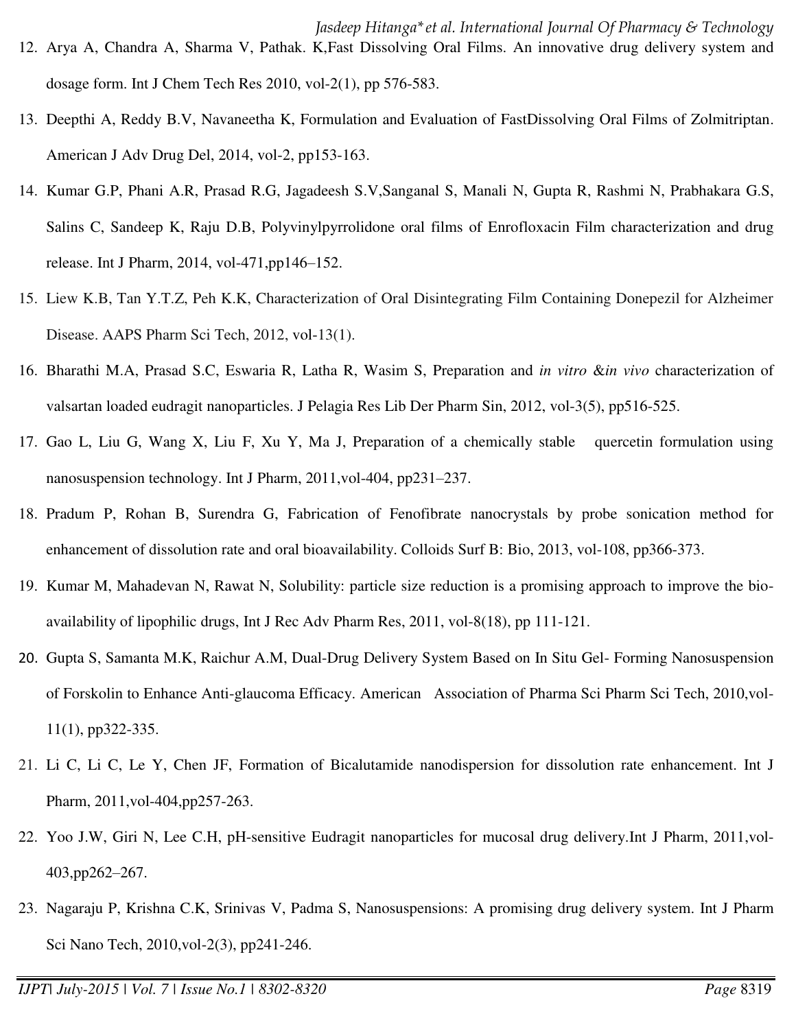12. Arya A, Chandra A, Sharma V, Pathak. K,Fast Dissolving Oral Films. An innovative drug delivery system and dosage form. Int J Chem Tech Res 2010, vol-2(1), pp 576-583.
13. Deepthi A, Reddy B.V, Navaneetha K, Formulation and Evaluation of FastDissolving Oral Films of Zolmitriptan. American J Adv Drug Del, 2014, vol-2, pp153-163.
14. Kumar G.P, Phani A.R, Prasad R.G, Jagadeesh S.V,Sanganal S, Manali N, Gupta R, Rashmi N, Prabhakara G.S, Salins C, Sandeep K, Raju D.B, Polyvinylpyrrolidone oral films of Enrofloxacin Film characterization and drug release. Int J Pharm, 2014, vol-471,pp146–152.
15. Liew K.B, Tan Y.T.Z, Peh K.K, Characterization of Oral Disintegrating Film Containing Donepezil for Alzheimer Disease. AAPS Pharm Sci Tech, 2012, vol-13(1).
16. Bharathi M.A, Prasad S.C, Eswaria R, Latha R, Wasim S, Preparation and *in vitro* &*in vivo* characterization of valsartan loaded eudragit nanoparticles. J Pelagia Res Lib Der Pharm Sin, 2012, vol-3(5), pp516-525.
17. Gao L, Liu G, Wang X, Liu F, Xu Y, Ma J, Preparation of a chemically stable quercetin formulation using nanosuspension technology. Int J Pharm, 2011,vol-404, pp231–237.
18. Pradum P, Rohan B, Surendra G, Fabrication of Fenofibrate nanocrystals by probe sonication method for enhancement of dissolution rate and oral bioavailability. Colloids Surf B: Bio, 2013, vol-108, pp366-373.
19. Kumar M, Mahadevan N, Rawat N, Solubility: particle size reduction is a promising approach to improve the bio-availability of lipophilic drugs, Int J Rec Adv Pharm Res, 2011, vol-8(18), pp 111-121.
20. Gupta S, Samanta M.K, Raichur A.M, Dual-Drug Delivery System Based on In Situ Gel- Forming Nanosuspension of Forskolin to Enhance Anti-glaucoma Efficacy. American Association of Pharma Sci Pharm Sci Tech, 2010,vol-11(1), pp322-335.
21. Li C, Li C, Le Y, Chen JF, Formation of Bicalutamide nanodispersion for dissolution rate enhancement. Int J Pharm, 2011,vol-404,pp257-263.
22. Yoo J.W, Giri N, Lee C.H, pH-sensitive Eudragit nanoparticles for mucosal drug delivery.Int J Pharm, 2011,vol-403,pp262–267.
23. Nagaraju P, Krishna C.K, Srinivas V, Padma S, Nanosuspensions: A promising drug delivery system. Int J Pharm Sci Nano Tech, 2010,vol-2(3), pp241-246.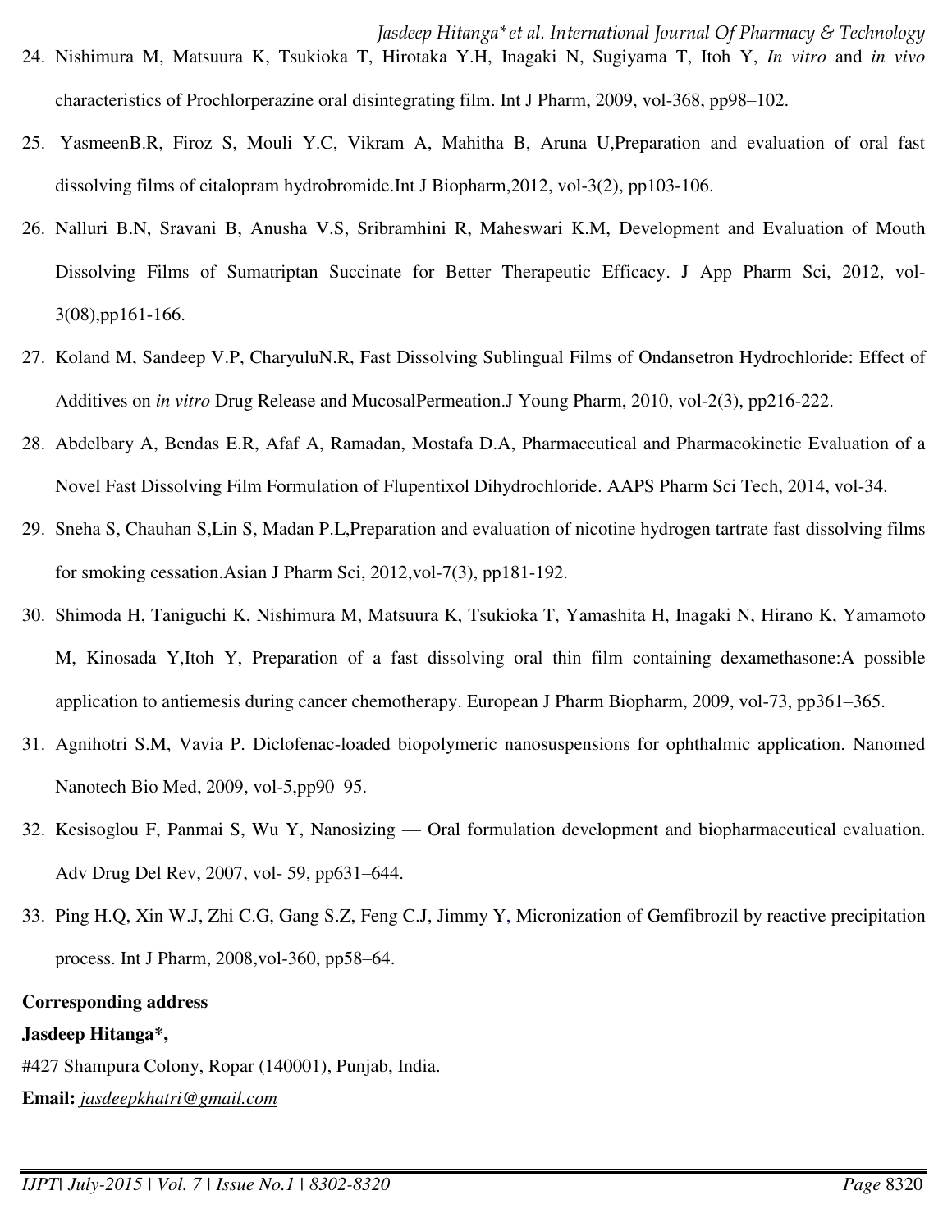24. Nishimura M, Matsuura K, Tsukioka T, Hirotaka Y.H, Inagaki N, Sugiyama T, Itoh Y, *In vitro* and *in vivo* characteristics of Prochlorperazine oral disintegrating film. Int J Pharm, 2009, vol-368, pp98–102.
25. YasmeenB.R, Firoz S, Mouli Y.C, Vikram A, Mahitha B, Aruna U,Preparation and evaluation of oral fast dissolving films of citalopram hydrobromide.Int J Biopharm,2012, vol-3(2), pp103-106.
26. Nalluri B.N, Sravani B, Anusha V.S, Sribramhini R, Maheswari K.M, Development and Evaluation of Mouth Dissolving Films of Sumatriptan Succinate for Better Therapeutic Efficacy. J App Pharm Sci, 2012, vol-3(08),pp161-166.
27. Koland M, Sandeep V.P, CharyuluN.R, Fast Dissolving Sublingual Films of Ondansetron Hydrochloride: Effect of Additives on *in vitro* Drug Release and MucosalPermeation.J Young Pharm, 2010, vol-2(3), pp216-222.
28. Abdelbary A, Bendas E.R, Afaf A, Ramadan, Mostafa D.A, Pharmaceutical and Pharmacokinetic Evaluation of a Novel Fast Dissolving Film Formulation of Flupentixol Dihydrochloride. AAPS Pharm Sci Tech, 2014, vol-34.
29. Sneha S, Chauhan S,Lin S, Madan P.L,Preparation and evaluation of nicotine hydrogen tartrate fast dissolving films for smoking cessation.Asian J Pharm Sci, 2012,vol-7(3), pp181-192.
30. Shimoda H, Taniguchi K, Nishimura M, Matsuura K, Tsukioka T, Yamashita H, Inagaki N, Hirano K, Yamamoto M, Kinosada Y,Itoh Y, Preparation of a fast dissolving oral thin film containing dexamethasone:A possible application to antiemesis during cancer chemotherapy. European J Pharm Biopharm, 2009, vol-73, pp361–365.
31. Agnihotri S.M, Vavia P. Diclofenac-loaded biopolymeric nanosuspensions for ophthalmic application. Nanomed Nanotech Bio Med, 2009, vol-5,pp90–95.
32. Kesisoglou F, Panmai S, Wu Y, Nanosizing — Oral formulation development and biopharmaceutical evaluation. Adv Drug Del Rev, 2007, vol- 59, pp631–644.
33. Ping H.Q, Xin W.J, Zhi C.G, Gang S.Z, Feng C.J, Jimmy Y, Micronization of Gemfibrozil by reactive precipitation process. Int J Pharm, 2008,vol-360, pp58–64.

**Corresponding address**

**Jasdeep Hitanga*,**

#427 Shampura Colony, Ropar (140001), Punjab, India.

**Email:** jasdeepkhatri@gmail.com